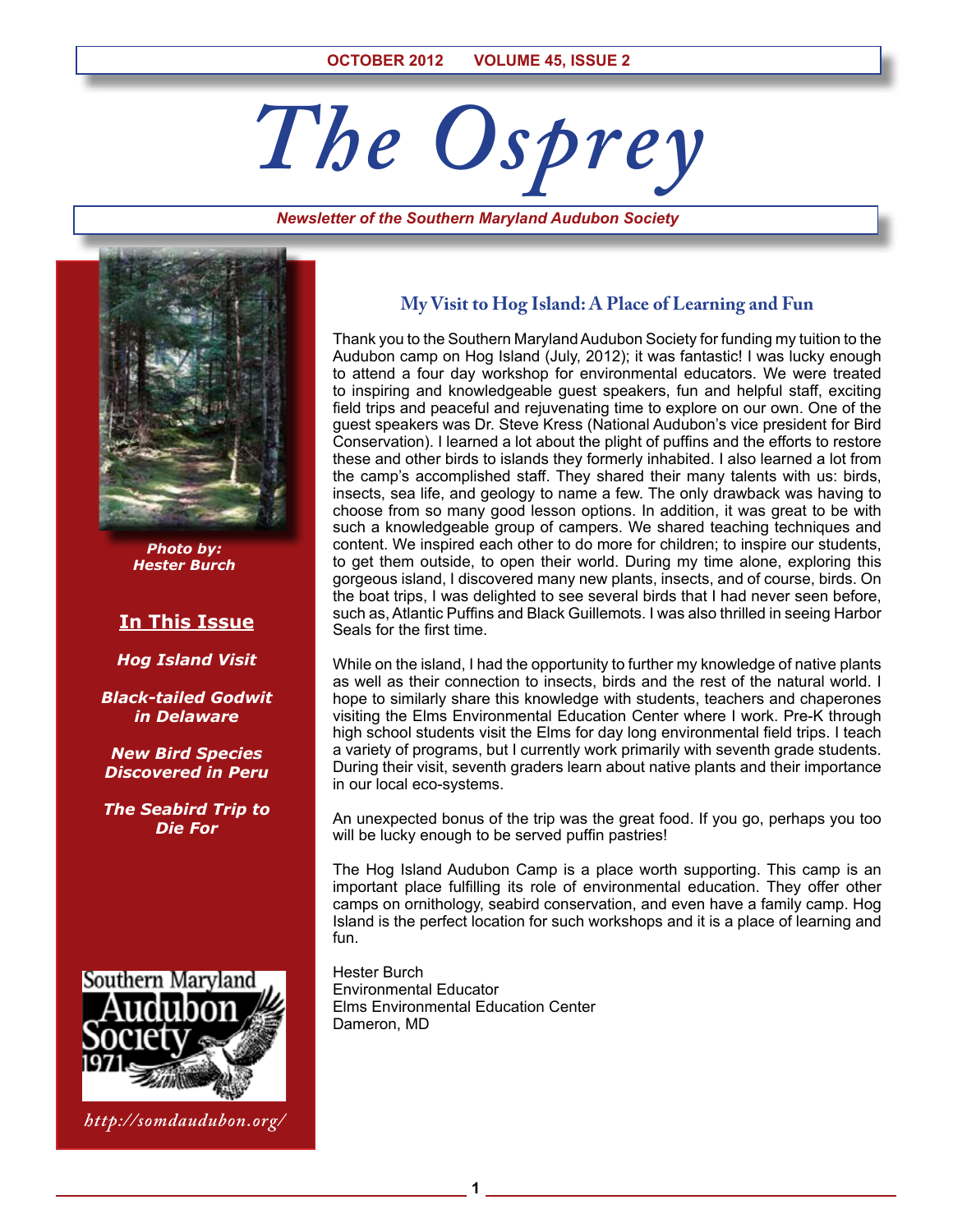OCTOBER 2012 VOLUME 45, ISSUE 2

# The Osprey

*Newsletter of the Southern Maryland Audubon Society*

*Photo by: Hester Burch*

**In This Issue**

*Hog Island Visit*

*Black-tailed Godwit in Delaware*

*New Bird Species Discovered in Peru*

*The Seabird Trip to Die For*

## My Visit to Hog Island: A Place of Learning and Fun

Thank you to the Southern Maryland Audubon Society for funding my tuition to the Audubon camp on Hog Island (July, 2012); it was fantastic! I was lucky enough to attend a four day workshop for environmental educators. We were treated to inspiring and knowledgeable guest speakers, fun and helpful staff, exciting field trips and peaceful and rejuvenating time to explore on our own. One of the guest speakers was Dr. Steve Kress (National Audubon's vice president for Bird Conservation). I learned a lot about the plight of puffins and the efforts to restore these and other birds to islands they formerly inhabited. I also learned a lot from the camp's accomplished staff. They shared their many talents with us: birds, insects, sea life, and geology to name a few. The only drawback was having to choose from so many good lesson options. In addition, it was great to be with such a knowledgeable group of campers. We shared teaching techniques and content. We inspired each other to do more for children; to inspire our students, to get them outside, to open their world. During my time alone, exploring this gorgeous island, I discovered many new plants, insects, and of course, birds. On the boat trips, I was delighted to see several birds that I had never seen before, such as, Atlantic Puffins and Black Guillemots. I was also thrilled in seeing Harbor Seals for the first time.

While on the island, I had the opportunity to further my knowledge of native plants as well as their connection to insects, birds and the rest of the natural world. I hope to similarly share this knowledge with students, teachers and chaperones visiting the Elms Environmental Education Center where I work. Pre-K through high school students visit the Elms for day long environmental field trips. I teach a variety of programs, but I currently work primarily with seventh grade students. During their visit, seventh graders learn about native plants and their importance in our local eco-systems.

An unexpected bonus of the trip was the great food. If you go, perhaps you too will be lucky enough to be served puffin pastries!

The Hog Island Audubon Camp is a place worth supporting. This camp is an important place fulfilling its role of environmental education. They offer other camps on ornithology, seabird conservation, and even have a family camp. Hog Island is the perfect location for such workshops and it is a place of learning and fun.

Hester Burch
Environmental Educator
Elms Environmental Education Center
Dameron, MD

Southern Maryland Audubon Society 1971

*http://somdaudubon.org/*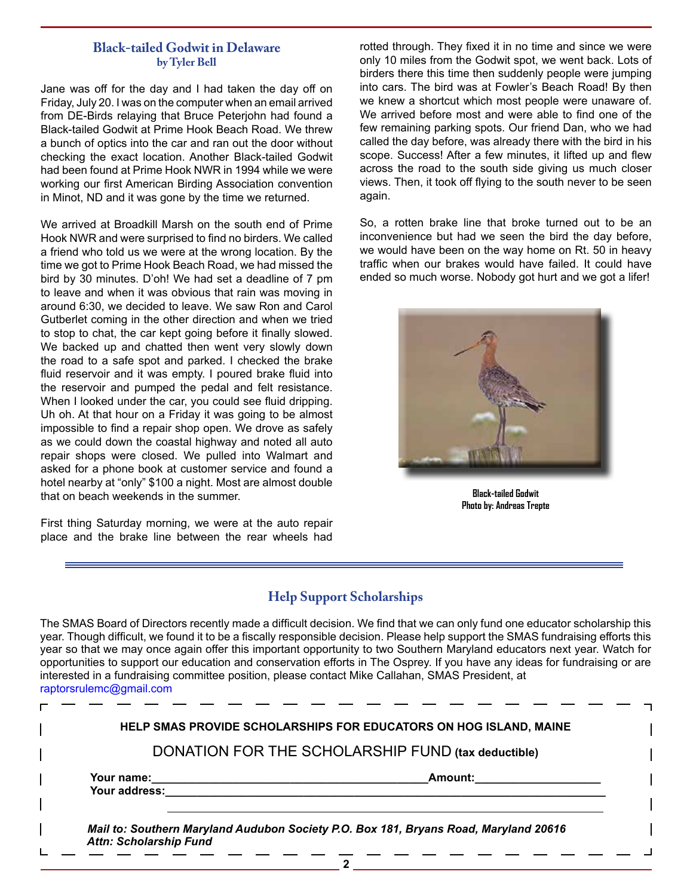## Black-tailed Godwit in Delaware

**by Tyler Bell**

Jane was off for the day and I had taken the day off on Friday, July 20. I was on the computer when an email arrived from DE-Birds relaying that Bruce Peterjohn had found a Black-tailed Godwit at Prime Hook Beach Road. We threw a bunch of optics into the car and ran out the door without checking the exact location. Another Black-tailed Godwit had been found at Prime Hook NWR in 1994 while we were working our first American Birding Association convention in Minot, ND and it was gone by the time we returned.

We arrived at Broadkill Marsh on the south end of Prime Hook NWR and were surprised to find no birders. We called a friend who told us we were at the wrong location. By the time we got to Prime Hook Beach Road, we had missed the bird by 30 minutes. D'oh! We had set a deadline of 7 pm to leave and when it was obvious that rain was moving in around 6:30, we decided to leave. We saw Ron and Carol Gutberlet coming in the other direction and when we tried to stop to chat, the car kept going before it finally slowed. We backed up and chatted then went very slowly down the road to a safe spot and parked. I checked the brake fluid reservoir and it was empty. I poured brake fluid into the reservoir and pumped the pedal and felt resistance. When I looked under the car, you could see fluid dripping. Uh oh. At that hour on a Friday it was going to be almost impossible to find a repair shop open. We drove as safely as we could down the coastal highway and noted all auto repair shops were closed. We pulled into Walmart and asked for a phone book at customer service and found a hotel nearby at "only" $100 a night. Most are almost double that on beach weekends in the summer.

First thing Saturday morning, we were at the auto repair place and the brake line between the rear wheels had rotted through. They fixed it in no time and since we were only 10 miles from the Godwit spot, we went back. Lots of birders there this time then suddenly people were jumping into cars. The bird was at Fowler's Beach Road! By then we knew a shortcut which most people were unaware of. We arrived before most and were able to find one of the few remaining parking spots. Our friend Dan, who we had called the day before, was already there with the bird in his scope. Success! After a few minutes, it lifted up and flew across the road to the south side giving us much closer views. Then, it took off flying to the south never to be seen again.

So, a rotten brake line that broke turned out to be an inconvenience but had we seen the bird the day before, we would have been on the way home on Rt. 50 in heavy traffic when our brakes would have failed. It could have ended so much worse. Nobody got hurt and we got a lifer!

**Black-tailed Godwit**
**Photo by: Andreas Trepte**

## Help Support Scholarships

The SMAS Board of Directors recently made a difficult decision. We find that we can only fund one educator scholarship this year. Though difficult, we found it to be a fiscally responsible decision. Please help support the SMAS fundraising efforts this year so that we may once again offer this important opportunity to two Southern Maryland educators next year. Watch for opportunities to support our education and conservation efforts in The Osprey. If you have any ideas for fundraising or are interested in a fundraising committee position, please contact Mike Callahan, SMAS President, at raptorsrulemc@gmail.com

**HELP SMAS PROVIDE SCHOLARSHIPS FOR EDUCATORS ON HOG ISLAND, MAINE**

DONATION FOR THE SCHOLARSHIP FUND **(tax deductible)**

**Your name:**\_\_\_\_\_\_\_\_\_\_\_\_\_\_\_\_\_\_\_\_\_\_\_\_\_\_\_\_\_\_\_\_\_\_\_\_\_\_\_\_**Amount:**\_\_\_\_\_\_\_\_\_\_\_\_\_\_\_\_\_\_\_\_

**Your address:**\_\_\_\_\_\_\_\_\_\_\_\_\_\_\_\_\_\_\_\_\_\_\_\_\_\_\_\_\_\_\_\_\_\_\_\_\_\_\_\_\_\_\_\_\_\_\_\_\_\_\_\_\_\_\_\_\_\_\_\_\_\_\_\_

***Mail to: Southern Maryland Audubon Society P.O. Box 181, Bryans Road, Maryland 20616***
***Attn: Scholarship Fund***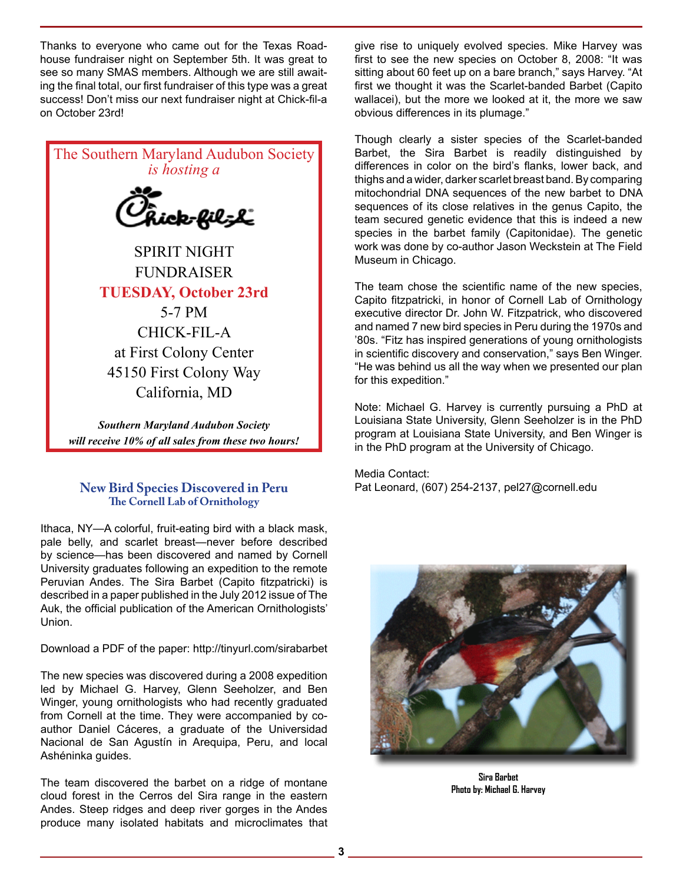Thanks to everyone who came out for the Texas Roadhouse fundraiser night on September 5th. It was great to see so many SMAS members. Although we are still awaiting the final total, our first fundraiser of this type was a great success! Don't miss our next fundraiser night at Chick-fil-a on October 23rd!

The Southern Maryland Audubon Society
*is hosting a*

Chick-fil-A

SPIRIT NIGHT
FUNDRAISER
**TUESDAY, October 23rd**
5-7 PM
CHICK-FIL-A
at First Colony Center
45150 First Colony Way
California, MD

***Southern Maryland Audubon Society will receive 10% of all sales from these two hours!***

## New Bird Species Discovered in Peru

### The Cornell Lab of Ornithology

Ithaca, NY—A colorful, fruit-eating bird with a black mask, pale belly, and scarlet breast—never before described by science—has been discovered and named by Cornell University graduates following an expedition to the remote Peruvian Andes. The Sira Barbet (Capito fitzpatricki) is described in a paper published in the July 2012 issue of The Auk, the official publication of the American Ornithologists' Union.

Download a PDF of the paper: http://tinyurl.com/sirabarbet

The new species was discovered during a 2008 expedition led by Michael G. Harvey, Glenn Seeholzer, and Ben Winger, young ornithologists who had recently graduated from Cornell at the time. They were accompanied by co-author Daniel Cáceres, a graduate of the Universidad Nacional de San Agustín in Arequipa, Peru, and local Ashéninka guides.

The team discovered the barbet on a ridge of montane cloud forest in the Cerros del Sira range in the eastern Andes. Steep ridges and deep river gorges in the Andes produce many isolated habitats and microclimates that give rise to uniquely evolved species. Mike Harvey was first to see the new species on October 8, 2008: "It was sitting about 60 feet up on a bare branch," says Harvey. "At first we thought it was the Scarlet-banded Barbet (Capito wallacei), but the more we looked at it, the more we saw obvious differences in its plumage."

Though clearly a sister species of the Scarlet-banded Barbet, the Sira Barbet is readily distinguished by differences in color on the bird's flanks, lower back, and thighs and a wider, darker scarlet breast band. By comparing mitochondrial DNA sequences of the new barbet to DNA sequences of its close relatives in the genus Capito, the team secured genetic evidence that this is indeed a new species in the barbet family (Capitonidae). The genetic work was done by co-author Jason Weckstein at The Field Museum in Chicago.

The team chose the scientific name of the new species, Capito fitzpatricki, in honor of Cornell Lab of Ornithology executive director Dr. John W. Fitzpatrick, who discovered and named 7 new bird species in Peru during the 1970s and '80s. "Fitz has inspired generations of young ornithologists in scientific discovery and conservation," says Ben Winger. "He was behind us all the way when we presented our plan for this expedition."

Note: Michael G. Harvey is currently pursuing a PhD at Louisiana State University, Glenn Seeholzer is in the PhD program at Louisiana State University, and Ben Winger is in the PhD program at the University of Chicago.

Media Contact:
Pat Leonard, (607) 254-2137, pel27@cornell.edu

**Sira Barbet**
**Photo by: Michael G. Harvey**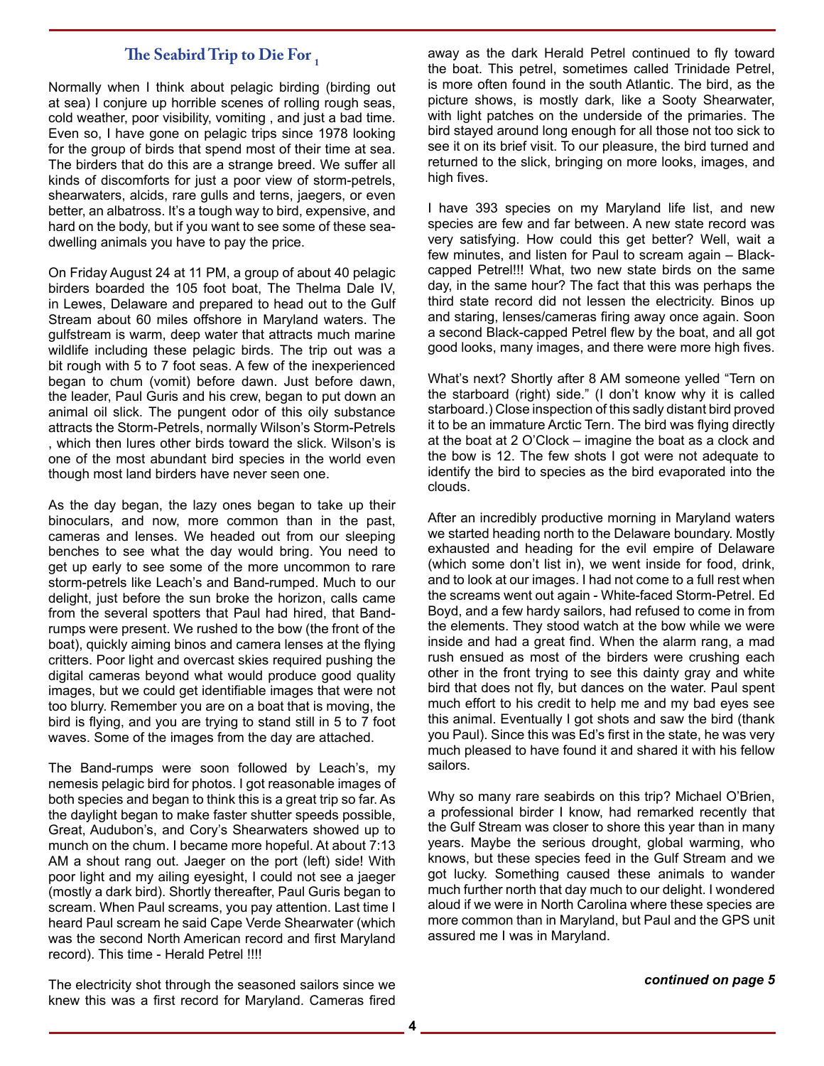## The Seabird Trip to Die For [1]

Normally when I think about pelagic birding (birding out at sea) I conjure up horrible scenes of rolling rough seas, cold weather, poor visibility, vomiting , and just a bad time. Even so, I have gone on pelagic trips since 1978 looking for the group of birds that spend most of their time at sea. The birders that do this are a strange breed. We suffer all kinds of discomforts for just a poor view of storm-petrels, shearwaters, alcids, rare gulls and terns, jaegers, or even better, an albatross. It's a tough way to bird, expensive, and hard on the body, but if you want to see some of these sea-dwelling animals you have to pay the price.

On Friday August 24 at 11 PM, a group of about 40 pelagic birders boarded the 105 foot boat, The Thelma Dale IV, in Lewes, Delaware and prepared to head out to the Gulf Stream about 60 miles offshore in Maryland waters. The gulfstream is warm, deep water that attracts much marine wildlife including these pelagic birds. The trip out was a bit rough with 5 to 7 foot seas. A few of the inexperienced began to chum (vomit) before dawn. Just before dawn, the leader, Paul Guris and his crew, began to put down an animal oil slick. The pungent odor of this oily substance attracts the Storm-Petrels, normally Wilson's Storm-Petrels , which then lures other birds toward the slick. Wilson's is one of the most abundant bird species in the world even though most land birders have never seen one.

As the day began, the lazy ones began to take up their binoculars, and now, more common than in the past, cameras and lenses. We headed out from our sleeping benches to see what the day would bring. You need to get up early to see some of the more uncommon to rare storm-petrels like Leach's and Band-rumped. Much to our delight, just before the sun broke the horizon, calls came from the several spotters that Paul had hired, that Band-rumps were present. We rushed to the bow (the front of the boat), quickly aiming binos and camera lenses at the flying critters. Poor light and overcast skies required pushing the digital cameras beyond what would produce good quality images, but we could get identifiable images that were not too blurry. Remember you are on a boat that is moving, the bird is flying, and you are trying to stand still in 5 to 7 foot waves. Some of the images from the day are attached.

The Band-rumps were soon followed by Leach's, my nemesis pelagic bird for photos. I got reasonable images of both species and began to think this is a great trip so far. As the daylight began to make faster shutter speeds possible, Great, Audubon's, and Cory's Shearwaters showed up to munch on the chum. I became more hopeful. At about 7:13 AM a shout rang out. Jaeger on the port (left) side! With poor light and my ailing eyesight, I could not see a jaeger (mostly a dark bird). Shortly thereafter, Paul Guris began to scream. When Paul screams, you pay attention. Last time I heard Paul scream he said Cape Verde Shearwater (which was the second North American record and first Maryland record). This time - Herald Petrel !!!!

The electricity shot through the seasoned sailors since we knew this was a first record for Maryland. Cameras fired away as the dark Herald Petrel continued to fly toward the boat. This petrel, sometimes called Trinidade Petrel, is more often found in the south Atlantic. The bird, as the picture shows, is mostly dark, like a Sooty Shearwater, with light patches on the underside of the primaries. The bird stayed around long enough for all those not too sick to see it on its brief visit. To our pleasure, the bird turned and returned to the slick, bringing on more looks, images, and high fives.

I have 393 species on my Maryland life list, and new species are few and far between. A new state record was very satisfying. How could this get better? Well, wait a few minutes, and listen for Paul to scream again – Black-capped Petrel!!! What, two new state birds on the same day, in the same hour? The fact that this was perhaps the third state record did not lessen the electricity. Binos up and staring, lenses/cameras firing away once again. Soon a second Black-capped Petrel flew by the boat, and all got good looks, many images, and there were more high fives.

What's next? Shortly after 8 AM someone yelled "Tern on the starboard (right) side." (I don't know why it is called starboard.) Close inspection of this sadly distant bird proved it to be an immature Arctic Tern. The bird was flying directly at the boat at 2 O'Clock – imagine the boat as a clock and the bow is 12. The few shots I got were not adequate to identify the bird to species as the bird evaporated into the clouds.

After an incredibly productive morning in Maryland waters we started heading north to the Delaware boundary. Mostly exhausted and heading for the evil empire of Delaware (which some don't list in), we went inside for food, drink, and to look at our images. I had not come to a full rest when the screams went out again - White-faced Storm-Petrel. Ed Boyd, and a few hardy sailors, had refused to come in from the elements. They stood watch at the bow while we were inside and had a great find. When the alarm rang, a mad rush ensued as most of the birders were crushing each other in the front trying to see this dainty gray and white bird that does not fly, but dances on the water. Paul spent much effort to his credit to help me and my bad eyes see this animal. Eventually I got shots and saw the bird (thank you Paul). Since this was Ed's first in the state, he was very much pleased to have found it and shared it with his fellow sailors.

Why so many rare seabirds on this trip? Michael O'Brien, a professional birder I know, had remarked recently that the Gulf Stream was closer to shore this year than in many years. Maybe the serious drought, global warming, who knows, but these species feed in the Gulf Stream and we got lucky. Something caused these animals to wander much further north that day much to our delight. I wondered aloud if we were in North Carolina where these species are more common than in Maryland, but Paul and the GPS unit assured me I was in Maryland.

***continued on page 5***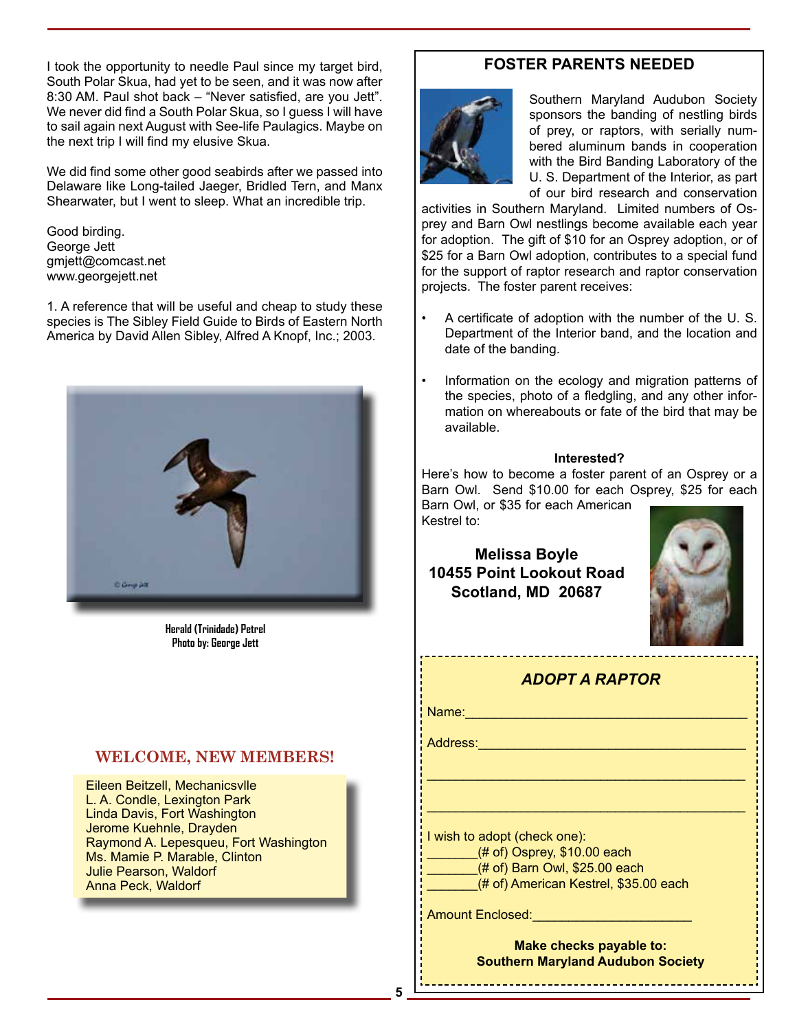I took the opportunity to needle Paul since my target bird, South Polar Skua, had yet to be seen, and it was now after 8:30 AM. Paul shot back – "Never satisfied, are you Jett". We never did find a South Polar Skua, so I guess I will have to sail again next August with See-life Paulagics. Maybe on the next trip I will find my elusive Skua.

We did find some other good seabirds after we passed into Delaware like Long-tailed Jaeger, Bridled Tern, and Manx Shearwater, but I went to sleep. What an incredible trip.

Good birding.
George Jett
gmjett@comcast.net
www.georgejett.net

1. A reference that will be useful and cheap to study these species is The Sibley Field Guide to Birds of Eastern North America by David Allen Sibley, Alfred A Knopf, Inc.; 2003.

**Herald (Trinidade) Petrel**
**Photo by: George Jett**

## WELCOME, NEW MEMBERS!

Eileen Beitzell, Mechanicsvlle
L. A. Condle, Lexington Park
Linda Davis, Fort Washington
Jerome Kuehnle, Drayden
Raymond A. Lepesqueu, Fort Washington
Ms. Mamie P. Marable, Clinton
Julie Pearson, Waldorf
Anna Peck, Waldorf

## FOSTER PARENTS NEEDED

Southern Maryland Audubon Society sponsors the banding of nestling birds of prey, or raptors, with serially numbered aluminum bands in cooperation with the Bird Banding Laboratory of the U. S. Department of the Interior, as part of our bird research and conservation activities in Southern Maryland. Limited numbers of Osprey and Barn Owl nestlings become available each year for adoption. The gift of $10 for an Osprey adoption, or of $25 for a Barn Owl adoption, contributes to a special fund for the support of raptor research and raptor conservation projects. The foster parent receives:

- A certificate of adoption with the number of the U. S. Department of the Interior band, and the location and date of the banding.
- Information on the ecology and migration patterns of the species, photo of a fledgling, and any other information on whereabouts or fate of the bird that may be available.

**Interested?**

Here's how to become a foster parent of an Osprey or a Barn Owl. Send $10.00 for each Osprey, $25 for each Barn Owl, or $35 for each American Kestrel to:

**Melissa Boyle**
**10455 Point Lookout Road**
**Scotland, MD 20687**

### *ADOPT A RAPTOR*

Name:________________________________________

Address:______________________________________

______________________________________________

______________________________________________

I wish to adopt (check one):
_______(# of) Osprey, $10.00 each
_______(# of) Barn Owl, $25.00 each
_______(# of) American Kestrel, $35.00 each

Amount Enclosed:_____________________

**Make checks payable to:**
**Southern Maryland Audubon Society**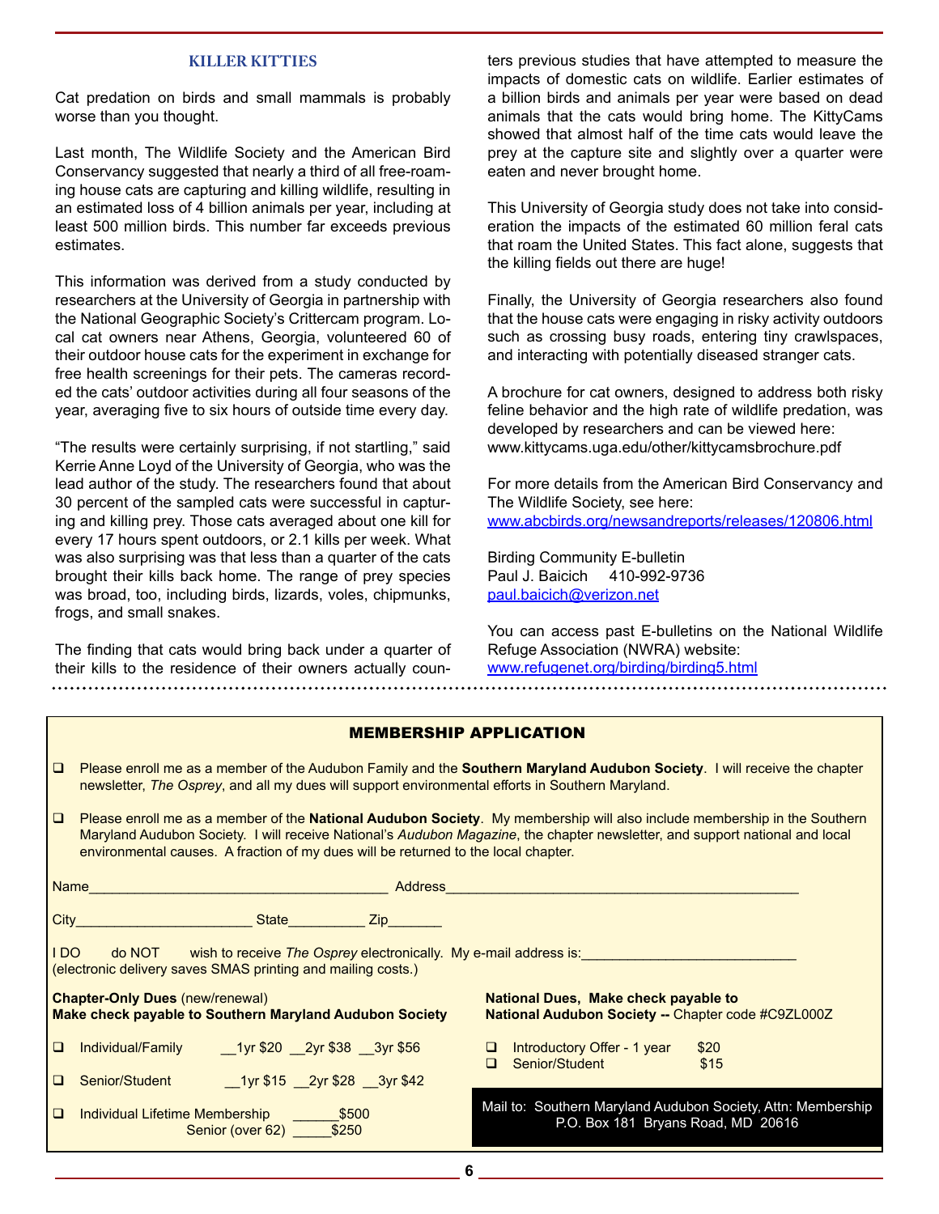## KILLER KITTIES

Cat predation on birds and small mammals is probably worse than you thought.

Last month, The Wildlife Society and the American Bird Conservancy suggested that nearly a third of all free-roaming house cats are capturing and killing wildlife, resulting in an estimated loss of 4 billion animals per year, including at least 500 million birds. This number far exceeds previous estimates.

This information was derived from a study conducted by researchers at the University of Georgia in partnership with the National Geographic Society's Crittercam program. Local cat owners near Athens, Georgia, volunteered 60 of their outdoor house cats for the experiment in exchange for free health screenings for their pets. The cameras recorded the cats' outdoor activities during all four seasons of the year, averaging five to six hours of outside time every day.

"The results were certainly surprising, if not startling," said Kerrie Anne Loyd of the University of Georgia, who was the lead author of the study. The researchers found that about 30 percent of the sampled cats were successful in capturing and killing prey. Those cats averaged about one kill for every 17 hours spent outdoors, or 2.1 kills per week. What was also surprising was that less than a quarter of the cats brought their kills back home. The range of prey species was broad, too, including birds, lizards, voles, chipmunks, frogs, and small snakes.

The finding that cats would bring back under a quarter of their kills to the residence of their owners actually counters previous studies that have attempted to measure the impacts of domestic cats on wildlife. Earlier estimates of a billion birds and animals per year were based on dead animals that the cats would bring home. The KittyCams showed that almost half of the time cats would leave the prey at the capture site and slightly over a quarter were eaten and never brought home.

This University of Georgia study does not take into consideration the impacts of the estimated 60 million feral cats that roam the United States. This fact alone, suggests that the killing fields out there are huge!

Finally, the University of Georgia researchers also found that the house cats were engaging in risky activity outdoors such as crossing busy roads, entering tiny crawlspaces, and interacting with potentially diseased stranger cats.

A brochure for cat owners, designed to address both risky feline behavior and the high rate of wildlife predation, was developed by researchers and can be viewed here:
www.kittycams.uga.edu/other/kittycamsbrochure.pdf

For more details from the American Bird Conservancy and The Wildlife Society, see here:
www.abcbirds.org/newsandreports/releases/120806.html

Birding Community E-bulletin
Paul J. Baicich 410-992-9736
paul.baicich@verizon.net

You can access past E-bulletins on the National Wildlife Refuge Association (NWRA) website:
www.refugenet.org/birding/birding5.html

---

## MEMBERSHIP APPLICATION

❑ Please enroll me as a member of the Audubon Family and the **Southern Maryland Audubon Society**. I will receive the chapter newsletter, *The Osprey*, and all my dues will support environmental efforts in Southern Maryland.

❑ Please enroll me as a member of the **National Audubon Society**. My membership will also include membership in the Southern Maryland Audubon Society. I will receive National's *Audubon Magazine*, the chapter newsletter, and support national and local environmental causes. A fraction of my dues will be returned to the local chapter.

Name_______________________________________ Address_______________________________________________

City______________________ State__________ Zip_______

I DO do NOT wish to receive *The Osprey* electronically. My e-mail address is:____________________________
(electronic delivery saves SMAS printing and mailing costs.)

**Chapter-Only Dues** (new/renewal)
**Make check payable to Southern Maryland Audubon Society**

❑ Individual/Family __1yr $20 __2yr $38 __3yr $56

❑ Senior/Student __1yr $15 __2yr $28 __3yr $42

❑ Individual Lifetime Membership ______$500
Senior (over 62) _____$250

**National Dues, Make check payable to**
**National Audubon Society --** Chapter code #C9ZL000Z

❑ Introductory Offer - 1 year $20
❑ Senior/Student $15

Mail to: Southern Maryland Audubon Society, Attn: Membership
P.O. Box 181 Bryans Road, MD 20616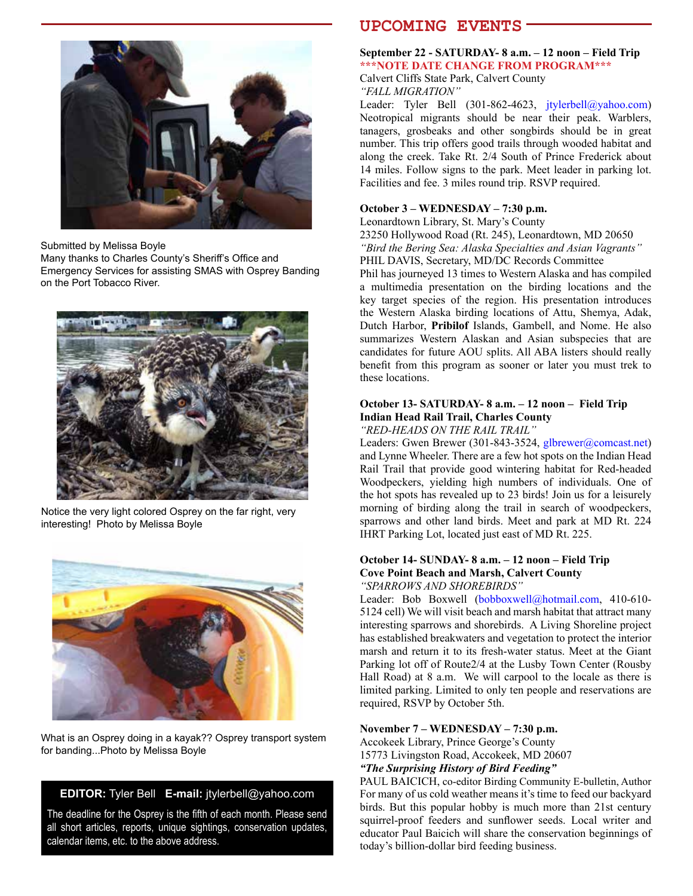Submitted by Melissa Boyle
Many thanks to Charles County's Sheriff's Office and Emergency Services for assisting SMAS with Osprey Banding on the Port Tobacco River.

Notice the very light colored Osprey on the far right, very interesting! Photo by Melissa Boyle

What is an Osprey doing in a kayak?? Osprey transport system for banding...Photo by Melissa Boyle

**EDITOR:** Tyler Bell **E-mail:** jtylerbell@yahoo.com

The deadline for the Osprey is the fifth of each month. Please send all short articles, reports, unique sightings, conservation updates, calendar items, etc. to the above address.

## UPCOMING EVENTS

**September 22 - SATURDAY- 8 a.m. – 12 noon – Field Trip**
**\*\*\*NOTE DATE CHANGE FROM PROGRAM\*\*\***
Calvert Cliffs State Park, Calvert County
*"FALL MIGRATION"*
Leader: Tyler Bell (301-862-4623, jtylerbell@yahoo.com) Neotropical migrants should be near their peak. Warblers, tanagers, grosbeaks and other songbirds should be in great number. This trip offers good trails through wooded habitat and along the creek. Take Rt. 2/4 South of Prince Frederick about 14 miles. Follow signs to the park. Meet leader in parking lot. Facilities and fee. 3 miles round trip. RSVP required.

**October 3 – WEDNESDAY – 7:30 p.m.**
Leonardtown Library, St. Mary's County
23250 Hollywood Road (Rt. 245), Leonardtown, MD 20650
*"Bird the Bering Sea: Alaska Specialties and Asian Vagrants"*
PHIL DAVIS, Secretary, MD/DC Records Committee
Phil has journeyed 13 times to Western Alaska and has compiled a multimedia presentation on the birding locations and the key target species of the region. His presentation introduces the Western Alaska birding locations of Attu, Shemya, Adak, Dutch Harbor, **Pribilof** Islands, Gambell, and Nome. He also summarizes Western Alaskan and Asian subspecies that are candidates for future AOU splits. All ABA listers should really benefit from this program as sooner or later you must trek to these locations.

**October 13- SATURDAY- 8 a.m. – 12 noon – Field Trip**
**Indian Head Rail Trail, Charles County**
*"RED-HEADS ON THE RAIL TRAIL"*
Leaders: Gwen Brewer (301-843-3524, glbrewer@comcast.net) and Lynne Wheeler. There are a few hot spots on the Indian Head Rail Trail that provide good wintering habitat for Red-headed Woodpeckers, yielding high numbers of individuals. One of the hot spots has revealed up to 23 birds! Join us for a leisurely morning of birding along the trail in search of woodpeckers, sparrows and other land birds. Meet and park at MD Rt. 224 IHRT Parking Lot, located just east of MD Rt. 225.

**October 14- SUNDAY- 8 a.m. – 12 noon – Field Trip**
**Cove Point Beach and Marsh, Calvert County**
*"SPARROWS AND SHOREBIRDS"*
Leader: Bob Boxwell (bobboxwell@hotmail.com, 410-610-5124 cell) We will visit beach and marsh habitat that attract many interesting sparrows and shorebirds. A Living Shoreline project has established breakwaters and vegetation to protect the interior marsh and return it to its fresh-water status. Meet at the Giant Parking lot off of Route2/4 at the Lusby Town Center (Rousby Hall Road) at 8 a.m. We will carpool to the locale as there is limited parking. Limited to only ten people and reservations are required, RSVP by October 5th.

**November 7 – WEDNESDAY – 7:30 p.m.**
Accokeek Library, Prince George's County
15773 Livingston Road, Accokeek, MD 20607
***"The Surprising History of Bird Feeding"***
PAUL BAICICH, co-editor Birding Community E-bulletin, Author
For many of us cold weather means it's time to feed our backyard birds. But this popular hobby is much more than 21st century squirrel-proof feeders and sunflower seeds. Local writer and educator Paul Baicich will share the conservation beginnings of today's billion-dollar bird feeding business.